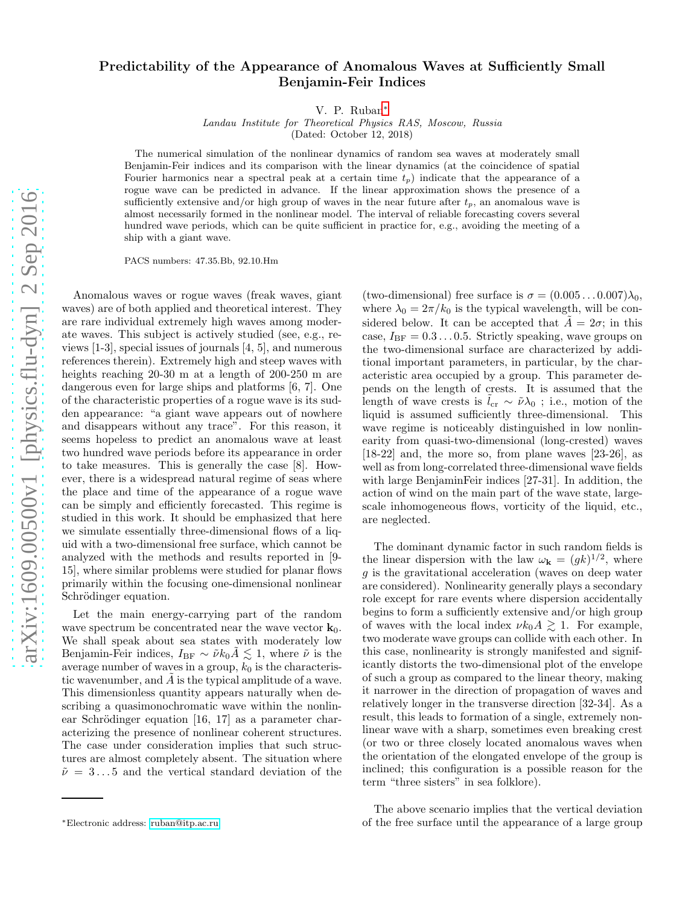# Predictability of the Appearance of Anomalous Waves at Sufficiently Small Benjamin-Feir Indices

V. P. Ruban*

*Landau Institute for Theoretical Physics RAS, Moscow, Russia*

(Dated: October 12, 2018)

The numerical simulation of the nonlinear dynamics of random sea waves at moderately small Benjamin-Feir indices and its comparison with the linear dynamics (at the coincidence of spatial Fourier harmonics near a spectral peak at a certain time $t_p$) indicate that the appearance of a rogue wave can be predicted in advance. If the linear approximation shows the presence of a sufficiently extensive and/or high group of waves in the near future after $t_p$, an anomalous wave is almost necessarily formed in the nonlinear model. The interval of reliable forecasting covers several hundred wave periods, which can be quite sufficient in practice for, e.g., avoiding the meeting of a ship with a giant wave.

PACS numbers: 47.35.Bb, 92.10.Hm

Anomalous waves or rogue waves (freak waves, giant waves) are of both applied and theoretical interest. They are rare individual extremely high waves among moderate waves. This subject is actively studied (see, e.g., reviews [1-3], special issues of journals [4, 5], and numerous references therein). Extremely high and steep waves with heights reaching 20-30 m at a length of 200-250 m are dangerous even for large ships and platforms [6, 7]. One of the characteristic properties of a rogue wave is its sudden appearance: "a giant wave appears out of nowhere and disappears without any trace". For this reason, it seems hopeless to predict an anomalous wave at least two hundred wave periods before its appearance in order to take measures. This is generally the case [8]. However, there is a widespread natural regime of seas where the place and time of the appearance of a rogue wave can be simply and efficiently forecasted. This regime is studied in this work. It should be emphasized that here we simulate essentially three-dimensional flows of a liquid with a two-dimensional free surface, which cannot be analyzed with the methods and results reported in [9-15], where similar problems were studied for planar flows primarily within the focusing one-dimensional nonlinear Schrödinger equation.

Let the main energy-carrying part of the random wave spectrum be concentrated near the wave vector $\mathbf{k}_0$. We shall speak about sea states with moderately low Benjamin-Feir indices, $I_{\rm BF} \sim \tilde{\nu} k_0 \tilde{A} \lesssim 1$, where $\tilde{\nu}$ is the average number of waves in a group, $k_0$ is the characteristic wavenumber, and $\tilde{A}$ is the typical amplitude of a wave. This dimensionless quantity appears naturally when describing a quasimonochromatic wave within the nonlinear Schrödinger equation [16, 17] as a parameter characterizing the presence of nonlinear coherent structures. The case under consideration implies that such structures are almost completely absent. The situation where $\tilde{\nu} = 3\ldots5$ and the vertical standard deviation of the (two-dimensional) free surface is $\sigma = (0.005\ldots0.007)\lambda_0$, where $\lambda_0 = 2\pi/k_0$ is the typical wavelength, will be considered below. It can be accepted that $\tilde{A} = 2\sigma$; in this case, $I_{\rm BF} = 0.3\ldots0.5$. Strictly speaking, wave groups on the two-dimensional surface are characterized by additional important parameters, in particular, by the characteristic area occupied by a group. This parameter depends on the length of crests. It is assumed that the length of wave crests is $\tilde{l}_{\rm cr} \sim \tilde{\nu}\lambda_0$ ; i.e., motion of the liquid is assumed sufficiently three-dimensional. This wave regime is noticeably distinguished in low nonlinearity from quasi-two-dimensional (long-crested) waves [18-22] and, the more so, from plane waves [23-26], as well as from long-correlated three-dimensional wave fields with large BenjaminFeir indices [27-31]. In addition, the action of wind on the main part of the wave state, large-scale inhomogeneous flows, vorticity of the liquid, etc., are neglected.

The dominant dynamic factor in such random fields is the linear dispersion with the law $\omega_{\mathbf{k}} = (gk)^{1/2}$, where $g$ is the gravitational acceleration (waves on deep water are considered). Nonlinearity generally plays a secondary role except for rare events where dispersion accidentally begins to form a sufficiently extensive and/or high group of waves with the local index $\nu k_0 A \gtrsim 1$. For example, two moderate wave groups can collide with each other. In this case, nonlinearity is strongly manifested and significantly distorts the two-dimensional plot of the envelope of such a group as compared to the linear theory, making it narrower in the direction of propagation of waves and relatively longer in the transverse direction [32-34]. As a result, this leads to formation of a single, extremely nonlinear wave with a sharp, sometimes even breaking crest (or two or three closely located anomalous waves when the orientation of the elongated envelope of the group is inclined; this configuration is a possible reason for the term "three sisters" in sea folklore).

The above scenario implies that the vertical deviation of the free surface until the appearance of a large group

*Electronic address: ruban@itp.ac.ru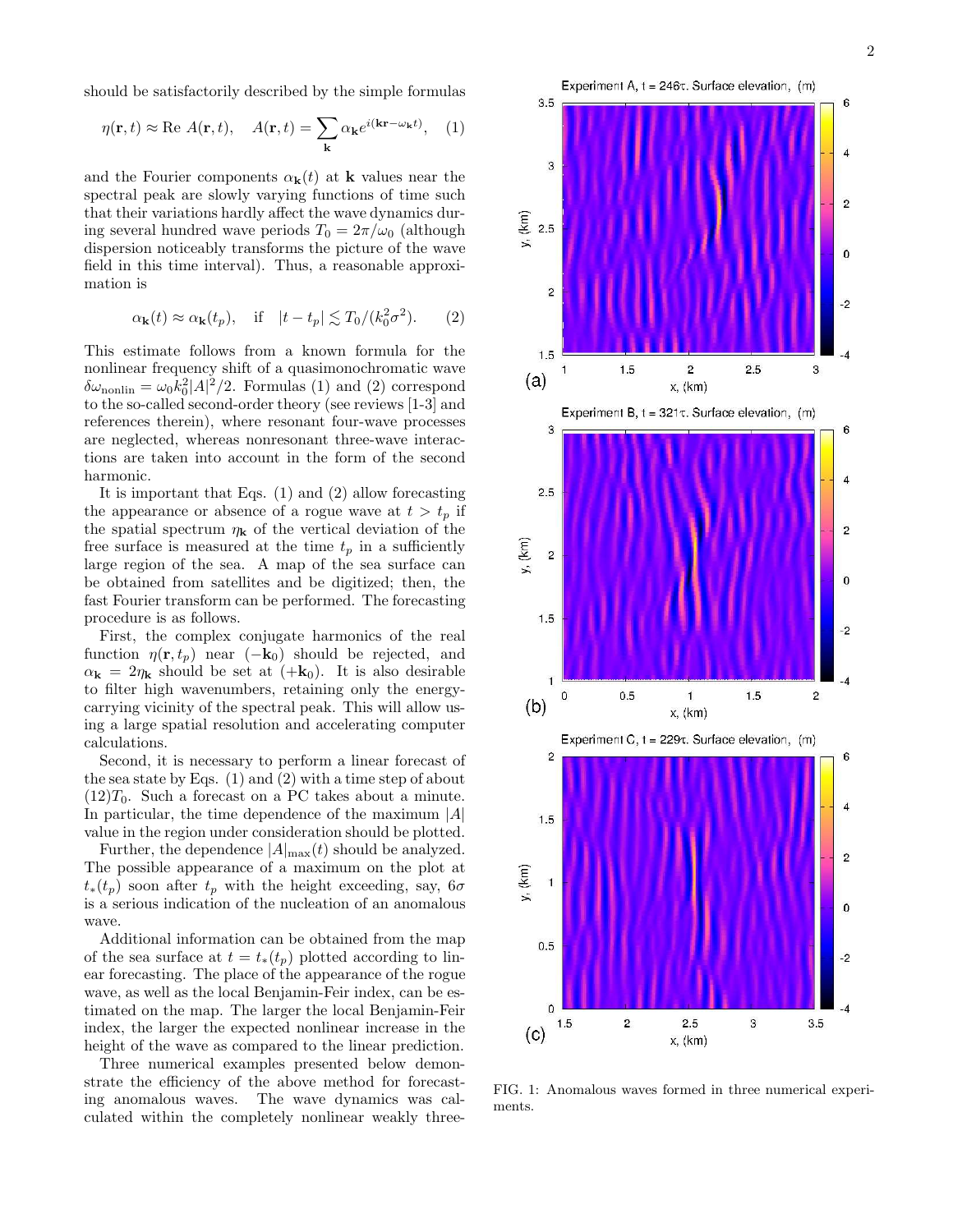should be satisfactorily described by the simple formulas

$$\eta(\mathbf{r},t) \approx \text{Re}\, A(\mathbf{r},t), \quad A(\mathbf{r},t) = \sum_{\mathbf{k}} \alpha_{\mathbf{k}} e^{i(\mathbf{kr}-\omega_{\mathbf{k}}t)}, \quad (1)$$

and the Fourier components $\alpha_{\mathbf{k}}(t)$ at $\mathbf{k}$ values near the spectral peak are slowly varying functions of time such that their variations hardly affect the wave dynamics during several hundred wave periods $T_0 = 2\pi/\omega_0$ (although dispersion noticeably transforms the picture of the wave field in this time interval). Thus, a reasonable approximation is

$$\alpha_{\mathbf{k}}(t) \approx \alpha_{\mathbf{k}}(t_p), \quad \text{if} \quad |t - t_p| \lesssim T_0/(k_0^2\sigma^2). \quad (2)$$

This estimate follows from a known formula for the nonlinear frequency shift of a quasimonochromatic wave $\delta\omega_{\text{nonlin}} = \omega_0 k_0^2 |A|^2/2$. Formulas (1) and (2) correspond to the so-called second-order theory (see reviews [1-3] and references therein), where resonant four-wave processes are neglected, whereas nonresonant three-wave interactions are taken into account in the form of the second harmonic.

It is important that Eqs. (1) and (2) allow forecasting the appearance or absence of a rogue wave at $t > t_p$ if the spatial spectrum $\eta_{\mathbf{k}}$ of the vertical deviation of the free surface is measured at the time $t_p$ in a sufficiently large region of the sea. A map of the sea surface can be obtained from satellites and be digitized; then, the fast Fourier transform can be performed. The forecasting procedure is as follows.

First, the complex conjugate harmonics of the real function $\eta(\mathbf{r}, t_p)$ near $(-\mathbf{k}_0)$ should be rejected, and $\alpha_{\mathbf{k}} = 2\eta_{\mathbf{k}}$ should be set at $(+\mathbf{k}_0)$. It is also desirable to filter high wavenumbers, retaining only the energy-carrying vicinity of the spectral peak. This will allow using a large spatial resolution and accelerating computer calculations.

Second, it is necessary to perform a linear forecast of the sea state by Eqs. (1) and (2) with a time step of about $(12)T_0$. Such a forecast on a PC takes about a minute. In particular, the time dependence of the maximum $|A|$ value in the region under consideration should be plotted.

Further, the dependence $|A|_{\max}(t)$ should be analyzed. The possible appearance of a maximum on the plot at $t_*(t_p)$ soon after $t_p$ with the height exceeding, say, $6\sigma$ is a serious indication of the nucleation of an anomalous wave.

Additional information can be obtained from the map of the sea surface at $t = t_*(t_p)$ plotted according to linear forecasting. The place of the appearance of the rogue wave, as well as the local Benjamin-Feir index, can be estimated on the map. The larger the local Benjamin-Feir index, the larger the expected nonlinear increase in the height of the wave as compared to the linear prediction.

Three numerical examples presented below demonstrate the efficiency of the above method for forecasting anomalous waves. The wave dynamics was calculated within the completely nonlinear weakly three-

FIG. 1: Anomalous waves formed in three numerical experiments.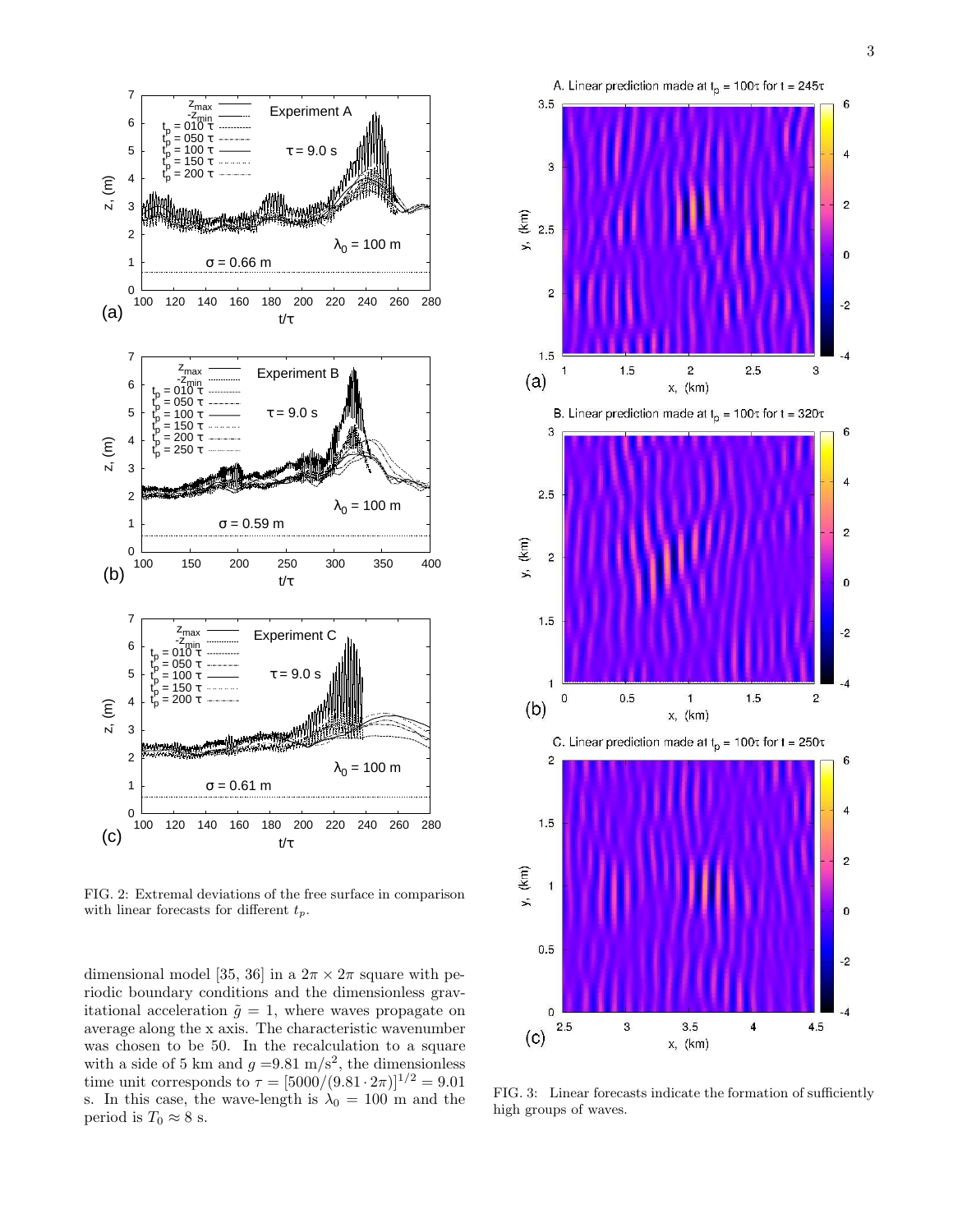FIG. 2: Extremal deviations of the free surface in comparison with linear forecasts for different $t_p$.

FIG. 3: Linear forecasts indicate the formation of sufficiently high groups of waves.

dimensional model [35, 36] in a $2\pi \times 2\pi$ square with periodic boundary conditions and the dimensionless gravitational acceleration $\tilde{g} = 1$, where waves propagate on average along the x axis. The characteristic wavenumber was chosen to be 50. In the recalculation to a square with a side of 5 km and $g$ =9.81 m/s$^2$, the dimensionless time unit corresponds to $\tau = [5000/(9.81 \cdot 2\pi)]^{1/2} = 9.01$ s. In this case, the wave-length is $\lambda_0 = 100$ m and the period is $T_0 \approx 8$ s.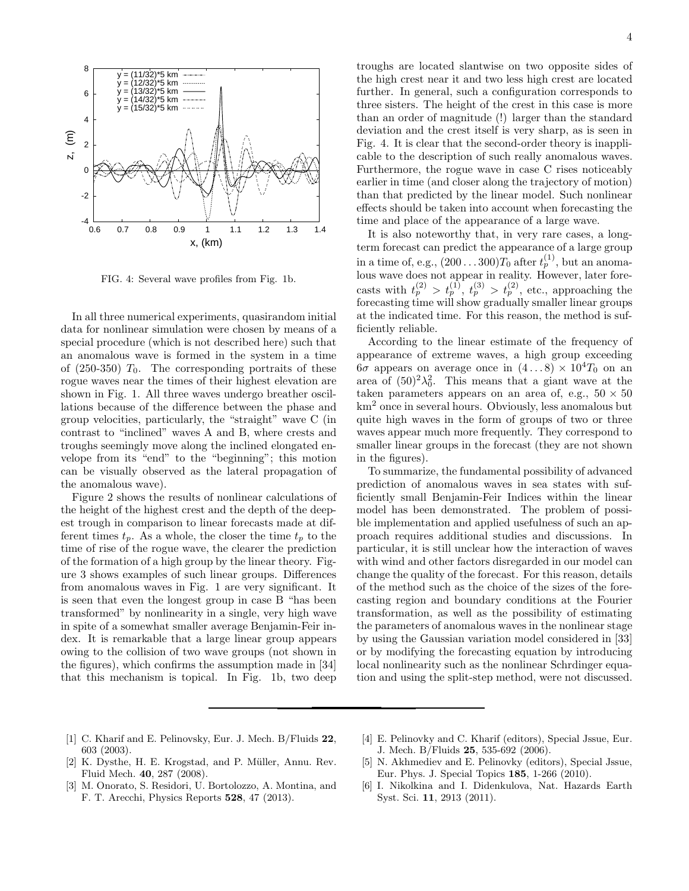FIG. 4: Several wave profiles from Fig. 1b.

In all three numerical experiments, quasirandom initial data for nonlinear simulation were chosen by means of a special procedure (which is not described here) such that an anomalous wave is formed in the system in a time of (250-350) $T_0$. The corresponding portraits of these rogue waves near the times of their highest elevation are shown in Fig. 1. All three waves undergo breather oscillations because of the difference between the phase and group velocities, particularly, the "straight" wave C (in contrast to "inclined" waves A and B, where crests and troughs seemingly move along the inclined elongated envelope from its "end" to the "beginning"; this motion can be visually observed as the lateral propagation of the anomalous wave).

Figure 2 shows the results of nonlinear calculations of the height of the highest crest and the depth of the deepest trough in comparison to linear forecasts made at different times $t_p$. As a whole, the closer the time $t_p$ to the time of rise of the rogue wave, the clearer the prediction of the formation of a high group by the linear theory. Figure 3 shows examples of such linear groups. Differences from anomalous waves in Fig. 1 are very significant. It is seen that even the longest group in case B "has been transformed" by nonlinearity in a single, very high wave in spite of a somewhat smaller average Benjamin-Feir index. It is remarkable that a large linear group appears owing to the collision of two wave groups (not shown in the figures), which confirms the assumption made in [34] that this mechanism is topical. In Fig. 1b, two deep troughs are located slantwise on two opposite sides of the high crest near it and two less high crest are located further. In general, such a configuration corresponds to three sisters. The height of the crest in this case is more than an order of magnitude (!) larger than the standard deviation and the crest itself is very sharp, as is seen in Fig. 4. It is clear that the second-order theory is inapplicable to the description of such really anomalous waves. Furthermore, the rogue wave in case C rises noticeably earlier in time (and closer along the trajectory of motion) than that predicted by the linear model. Such nonlinear effects should be taken into account when forecasting the time and place of the appearance of a large wave.

It is also noteworthy that, in very rare cases, a long-term forecast can predict the appearance of a large group in a time of, e.g., $(200\ldots300)T_0$ after $t_p^{(1)}$, but an anomalous wave does not appear in reality. However, later forecasts with $t_p^{(2)} > t_p^{(1)}$, $t_p^{(3)} > t_p^{(2)}$, etc., approaching the forecasting time will show gradually smaller linear groups at the indicated time. For this reason, the method is sufficiently reliable.

According to the linear estimate of the frequency of appearance of extreme waves, a high group exceeding $6\sigma$ appears on average once in $(4\ldots8)\times10^4 T_0$ on an area of $(50)^2\lambda_0^2$. This means that a giant wave at the taken parameters appears on an area of, e.g., $50\times50$ km$^2$ once in several hours. Obviously, less anomalous but quite high waves in the form of groups of two or three waves appear much more frequently. They correspond to smaller linear groups in the forecast (they are not shown in the figures).

To summarize, the fundamental possibility of advanced prediction of anomalous waves in sea states with sufficiently small Benjamin-Feir Indices within the linear model has been demonstrated. The problem of possible implementation and applied usefulness of such an approach requires additional studies and discussions. In particular, it is still unclear how the interaction of waves with wind and other factors disregarded in our model can change the quality of the forecast. For this reason, details of the method such as the choice of the sizes of the forecasting region and boundary conditions at the Fourier transformation, as well as the possibility of estimating the parameters of anomalous waves in the nonlinear stage by using the Gaussian variation model considered in [33] or by modifying the forecasting equation by introducing local nonlinearity such as the nonlinear Schrdinger equation and using the split-step method, were not discussed.

---

[1] C. Kharif and E. Pelinovsky, Eur. J. Mech. B/Fluids **22**, 603 (2003).

[2] K. Dysthe, H. E. Krogstad, and P. Müller, Annu. Rev. Fluid Mech. **40**, 287 (2008).

[3] M. Onorato, S. Residori, U. Bortolozzo, A. Montina, and F. T. Arecchi, Physics Reports **528**, 47 (2013).

[4] E. Pelinovky and C. Kharif (editors), Special Jssue, Eur. J. Mech. B/Fluids **25**, 535-692 (2006).

[5] N. Akhmediev and E. Pelinovky (editors), Special Jssue, Eur. Phys. J. Special Topics **185**, 1-266 (2010).

[6] I. Nikolkina and I. Didenkulova, Nat. Hazards Earth Syst. Sci. **11**, 2913 (2011).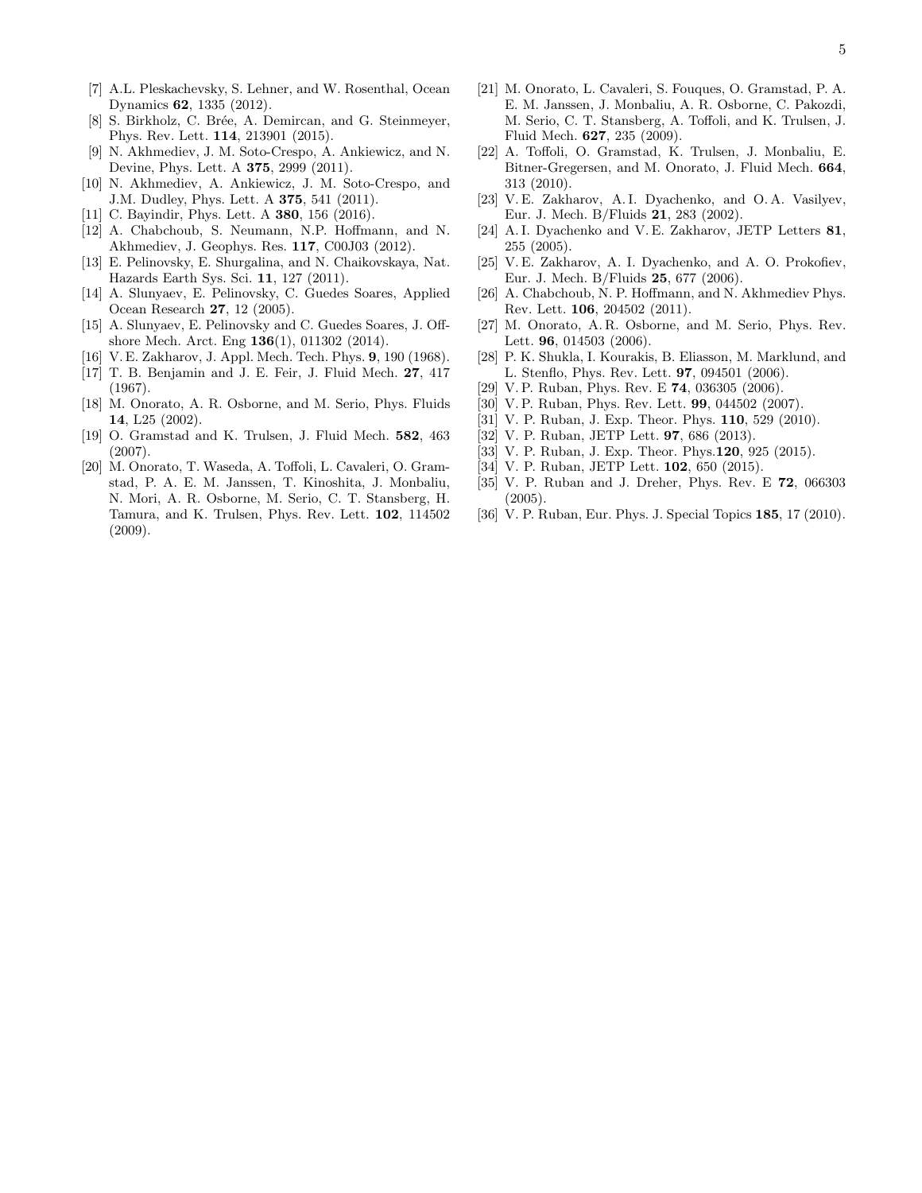[7] A.L. Pleskachevsky, S. Lehner, and W. Rosenthal, Ocean Dynamics **62**, 1335 (2012).

[8] S. Birkholz, C. Brée, A. Demircan, and G. Steinmeyer, Phys. Rev. Lett. **114**, 213901 (2015).

[9] N. Akhmediev, J. M. Soto-Crespo, A. Ankiewicz, and N. Devine, Phys. Lett. A **375**, 2999 (2011).

[10] N. Akhmediev, A. Ankiewicz, J. M. Soto-Crespo, and J.M. Dudley, Phys. Lett. A **375**, 541 (2011).

[11] C. Bayindir, Phys. Lett. A **380**, 156 (2016).

[12] A. Chabchoub, S. Neumann, N.P. Hoffmann, and N. Akhmediev, J. Geophys. Res. **117**, C00J03 (2012).

[13] E. Pelinovsky, E. Shurgalina, and N. Chaikovskaya, Nat. Hazards Earth Sys. Sci. **11**, 127 (2011).

[14] A. Slunyaev, E. Pelinovsky, C. Guedes Soares, Applied Ocean Research **27**, 12 (2005).

[15] A. Slunyaev, E. Pelinovsky and C. Guedes Soares, J. Offshore Mech. Arct. Eng **136**(1), 011302 (2014).

[16] V.E. Zakharov, J. Appl. Mech. Tech. Phys. **9**, 190 (1968).

[17] T. B. Benjamin and J. E. Feir, J. Fluid Mech. **27**, 417 (1967).

[18] M. Onorato, A. R. Osborne, and M. Serio, Phys. Fluids **14**, L25 (2002).

[19] O. Gramstad and K. Trulsen, J. Fluid Mech. **582**, 463 (2007).

[20] M. Onorato, T. Waseda, A. Toffoli, L. Cavaleri, O. Gramstad, P. A. E. M. Janssen, T. Kinoshita, J. Monbaliu, N. Mori, A. R. Osborne, M. Serio, C. T. Stansberg, H. Tamura, and K. Trulsen, Phys. Rev. Lett. **102**, 114502 (2009).

[21] M. Onorato, L. Cavaleri, S. Fouques, O. Gramstad, P. A. E. M. Janssen, J. Monbaliu, A. R. Osborne, C. Pakozdi, M. Serio, C. T. Stansberg, A. Toffoli, and K. Trulsen, J. Fluid Mech. **627**, 235 (2009).

[22] A. Toffoli, O. Gramstad, K. Trulsen, J. Monbaliu, E. Bitner-Gregersen, and M. Onorato, J. Fluid Mech. **664**, 313 (2010).

[23] V.E. Zakharov, A.I. Dyachenko, and O.A. Vasilyev, Eur. J. Mech. B/Fluids **21**, 283 (2002).

[24] A.I. Dyachenko and V.E. Zakharov, JETP Letters **81**, 255 (2005).

[25] V.E. Zakharov, A. I. Dyachenko, and A. O. Prokofiev, Eur. J. Mech. B/Fluids **25**, 677 (2006).

[26] A. Chabchoub, N. P. Hoffmann, and N. Akhmediev Phys. Rev. Lett. **106**, 204502 (2011).

[27] M. Onorato, A.R. Osborne, and M. Serio, Phys. Rev. Lett. **96**, 014503 (2006).

[28] P. K. Shukla, I. Kourakis, B. Eliasson, M. Marklund, and L. Stenflo, Phys. Rev. Lett. **97**, 094501 (2006).

[29] V.P. Ruban, Phys. Rev. E **74**, 036305 (2006).

[30] V.P. Ruban, Phys. Rev. Lett. **99**, 044502 (2007).

[31] V. P. Ruban, J. Exp. Theor. Phys. **110**, 529 (2010).

[32] V. P. Ruban, JETP Lett. **97**, 686 (2013).

[33] V. P. Ruban, J. Exp. Theor. Phys.**120**, 925 (2015).

[34] V. P. Ruban, JETP Lett. **102**, 650 (2015).

[35] V. P. Ruban and J. Dreher, Phys. Rev. E **72**, 066303 (2005).

[36] V. P. Ruban, Eur. Phys. J. Special Topics **185**, 17 (2010).